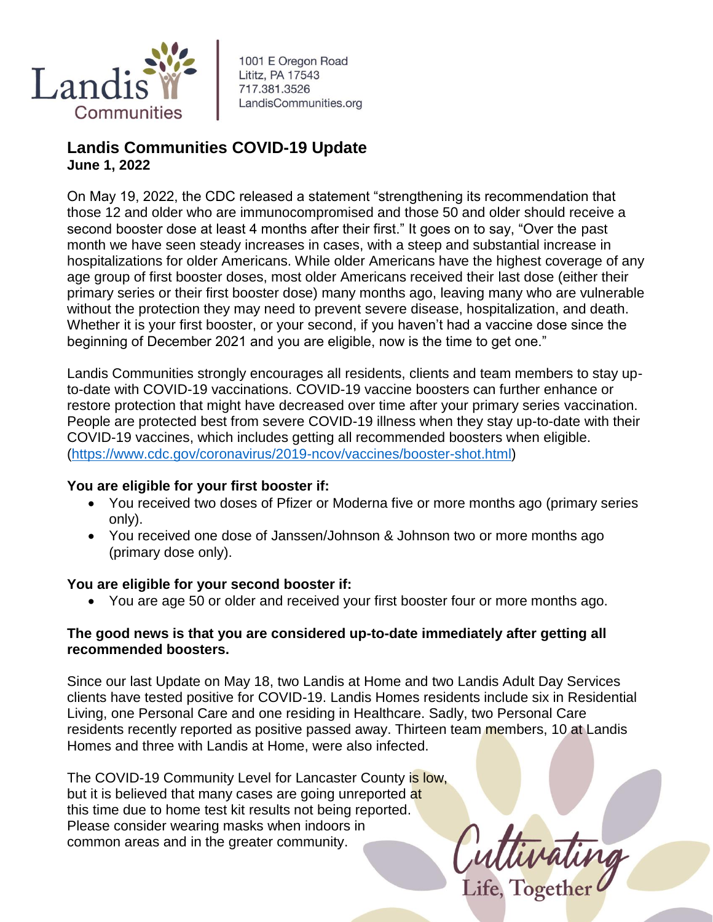Landis Communities

1001 E Oregon Road
Lititz, PA 17543
717.381.3526
LandisCommunities.org

## Landis Communities COVID-19 Update
**June 1, 2022**

On May 19, 2022, the CDC released a statement "strengthening its recommendation that those 12 and older who are immunocompromised and those 50 and older should receive a second booster dose at least 4 months after their first." It goes on to say, "Over the past month we have seen steady increases in cases, with a steep and substantial increase in hospitalizations for older Americans. While older Americans have the highest coverage of any age group of first booster doses, most older Americans received their last dose (either their primary series or their first booster dose) many months ago, leaving many who are vulnerable without the protection they may need to prevent severe disease, hospitalization, and death. Whether it is your first booster, or your second, if you haven't had a vaccine dose since the beginning of December 2021 and you are eligible, now is the time to get one."

Landis Communities strongly encourages all residents, clients and team members to stay up-to-date with COVID-19 vaccinations. COVID-19 vaccine boosters can further enhance or restore protection that might have decreased over time after your primary series vaccination. People are protected best from severe COVID-19 illness when they stay up-to-date with their COVID-19 vaccines, which includes getting all recommended boosters when eligible. (https://www.cdc.gov/coronavirus/2019-ncov/vaccines/booster-shot.html)

**You are eligible for your first booster if:**

- You received two doses of Pfizer or Moderna five or more months ago (primary series only).
- You received one dose of Janssen/Johnson & Johnson two or more months ago (primary dose only).

**You are eligible for your second booster if:**

- You are age 50 or older and received your first booster four or more months ago.

**The good news is that you are considered up-to-date immediately after getting all recommended boosters.**

Since our last Update on May 18, two Landis at Home and two Landis Adult Day Services clients have tested positive for COVID-19. Landis Homes residents include six in Residential Living, one Personal Care and one residing in Healthcare. Sadly, two Personal Care residents recently reported as positive passed away. Thirteen team members, 10 at Landis Homes and three with Landis at Home, were also infected.

The COVID-19 Community Level for Lancaster County is low, but it is believed that many cases are going unreported at this time due to home test kit results not being reported. Please consider wearing masks when indoors in common areas and in the greater community.

Cultivating Life, Together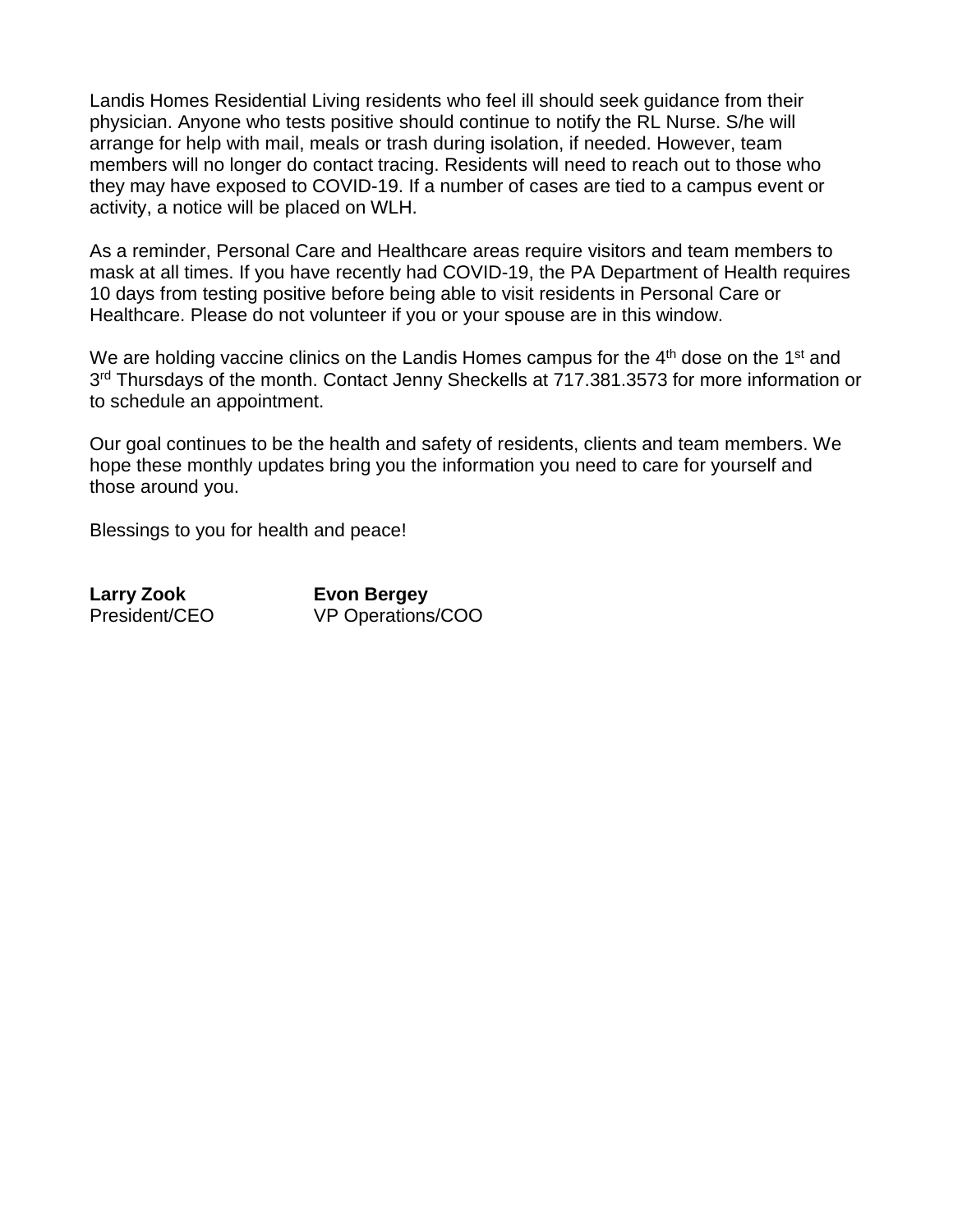Landis Homes Residential Living residents who feel ill should seek guidance from their physician. Anyone who tests positive should continue to notify the RL Nurse. S/he will arrange for help with mail, meals or trash during isolation, if needed. However, team members will no longer do contact tracing. Residents will need to reach out to those who they may have exposed to COVID-19. If a number of cases are tied to a campus event or activity, a notice will be placed on WLH.

As a reminder, Personal Care and Healthcare areas require visitors and team members to mask at all times. If you have recently had COVID-19, the PA Department of Health requires 10 days from testing positive before being able to visit residents in Personal Care or Healthcare. Please do not volunteer if you or your spouse are in this window.

We are holding vaccine clinics on the Landis Homes campus for the 4th dose on the 1st and 3rd Thursdays of the month. Contact Jenny Sheckells at 717.381.3573 for more information or to schedule an appointment.

Our goal continues to be the health and safety of residents, clients and team members. We hope these monthly updates bring you the information you need to care for yourself and those around you.

Blessings to you for health and peace!

**Larry Zook**
President/CEO

**Evon Bergey**
VP Operations/COO